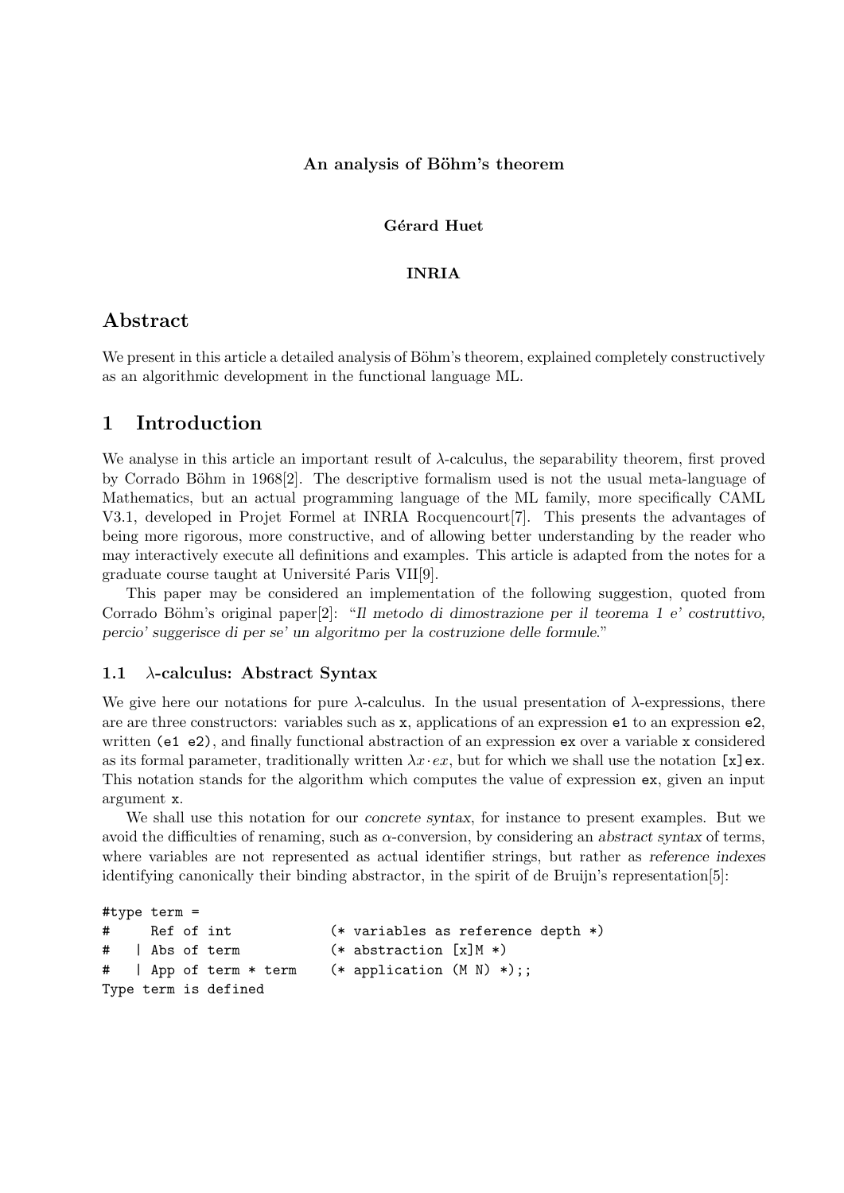**An analysis of Böhm's theorem**

**Gérard Huet**

**INRIA**

# Abstract

We present in this article a detailed analysis of Böhm's theorem, explained completely constructively as an algorithmic development in the functional language ML.

# 1 Introduction

We analyse in this article an important result of $\lambda$-calculus, the separability theorem, first proved by Corrado Böhm in 1968[2]. The descriptive formalism used is not the usual meta-language of Mathematics, but an actual programming language of the ML family, more specifically CAML V3.1, developed in Projet Formel at INRIA Rocquencourt[7]. This presents the advantages of being more rigorous, more constructive, and of allowing better understanding by the reader who may interactively execute all definitions and examples. This article is adapted from the notes for a graduate course taught at Université Paris VII[9].

This paper may be considered an implementation of the following suggestion, quoted from Corrado Böhm's original paper[2]: "*Il metodo di dimostrazione per il teorema 1 e' costruttivo, percio' suggerisce di per se' un algoritmo per la costruzione delle formule.*"

## 1.1 $\lambda$-calculus: Abstract Syntax

We give here our notations for pure $\lambda$-calculus. In the usual presentation of $\lambda$-expressions, there are are three constructors: variables such as `x`, applications of an expression `e1` to an expression `e2`, written `(e1 e2)`, and finally functional abstraction of an expression `ex` over a variable `x` considered as its formal parameter, traditionally written $\lambda x \cdot ex$, but for which we shall use the notation `[x]ex`. This notation stands for the algorithm which computes the value of expression `ex`, given an input argument `x`.

We shall use this notation for our *concrete syntax*, for instance to present examples. But we avoid the difficulties of renaming, such as $\alpha$-conversion, by considering an *abstract syntax* of terms, where variables are not represented as actual identifier strings, but rather as *reference indexes* identifying canonically their binding abstractor, in the spirit of de Bruijn's representation[5]:

```
#type term =
#     Ref of int            (* variables as reference depth *)
#   | Abs of term           (* abstraction [x]M *)
#   | App of term * term    (* application (M N) *);;
Type term is defined
```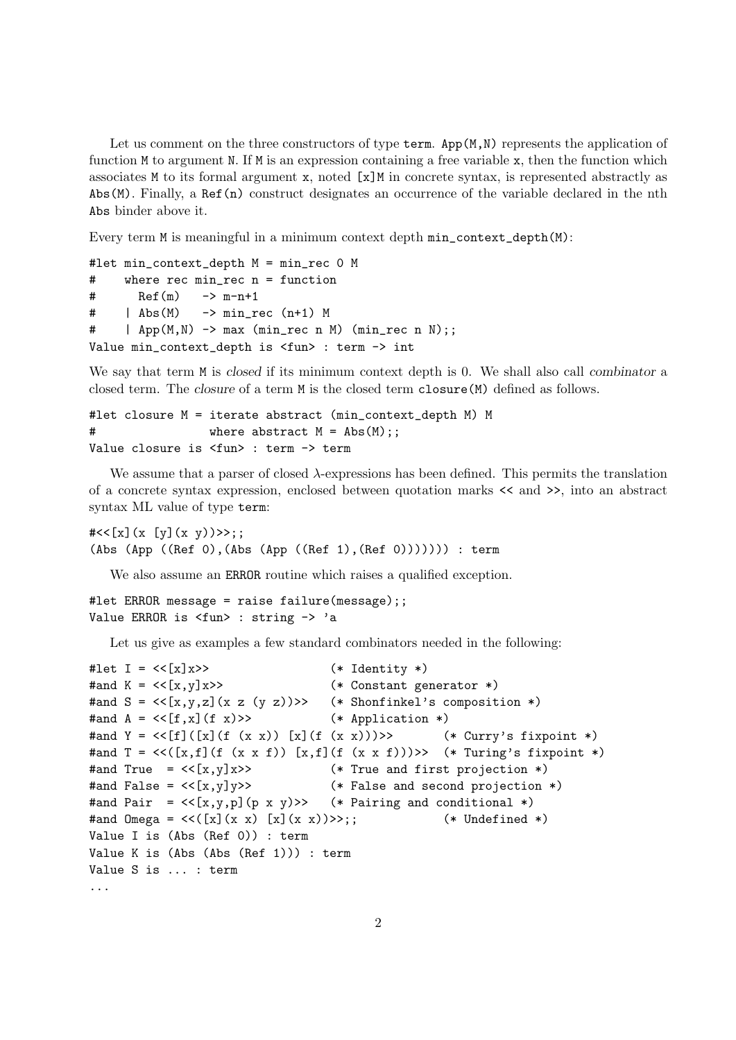Let us comment on the three constructors of type `term`. `App(M,N)` represents the application of function `M` to argument `N`. If `M` is an expression containing a free variable `x`, then the function which associates `M` to its formal argument `x`, noted `[x]M` in concrete syntax, is represented abstractly as `Abs(M)`. Finally, a `Ref(n)` construct designates an occurrence of the variable declared in the nth `Abs` binder above it.

Every term `M` is meaningful in a minimum context depth `min_context_depth(M)`:

```
#let min_context_depth M = min_rec 0 M
#    where rec min_rec n = function
#      Ref(m)   -> m-n+1
#    | Abs(M)   -> min_rec (n+1) M
#    | App(M,N) -> max (min_rec n M) (min_rec n N);;
Value min_context_depth is <fun> : term -> int
```

We say that term `M` is *closed* if its minimum context depth is 0. We shall also call *combinator* a closed term. The *closure* of a term `M` is the closed term `closure(M)` defined as follows.

```
#let closure M = iterate abstract (min_context_depth M) M
#                where abstract M = Abs(M);;
Value closure is <fun> : term -> term
```

We assume that a parser of closed $\lambda$-expressions has been defined. This permits the translation of a concrete syntax expression, enclosed between quotation marks `<<` and `>>`, into an abstract syntax ML value of type `term`:

```
#<<[x](x [y](x y))>>;;
(Abs (App ((Ref 0),(Abs (App ((Ref 1),(Ref 0))))))) : term
```

We also assume an `ERROR` routine which raises a qualified exception.

```
#let ERROR message = raise failure(message);;
Value ERROR is <fun> : string -> 'a
```

Let us give as examples a few standard combinators needed in the following:

```
#let I = <<[x]x>>                  (* Identity *)
#and K = <<[x,y]x>>                (* Constant generator *)
#and S = <<[x,y,z](x z (y z))>>    (* Shonfinkel's composition *)
#and A = <<[f,x](f x)>>            (* Application *)
#and Y = <<[f]([x](f (x x)) [x](f (x x)))>>       (* Curry's fixpoint *)
#and T = <<([x,f](f (x x f)) [x,f](f (x x f)))>>  (* Turing's fixpoint *)
#and True  = <<[x,y]x>>            (* True and first projection *)
#and False = <<[x,y]y>>            (* False and second projection *)
#and Pair  = <<[x,y,p](p x y)>>    (* Pairing and conditional *)
#and Omega = <<([x](x x) [x](x x))>>;;            (* Undefined *)
Value I is (Abs (Ref 0)) : term
Value K is (Abs (Abs (Ref 1))) : term
Value S is ... : term
...
```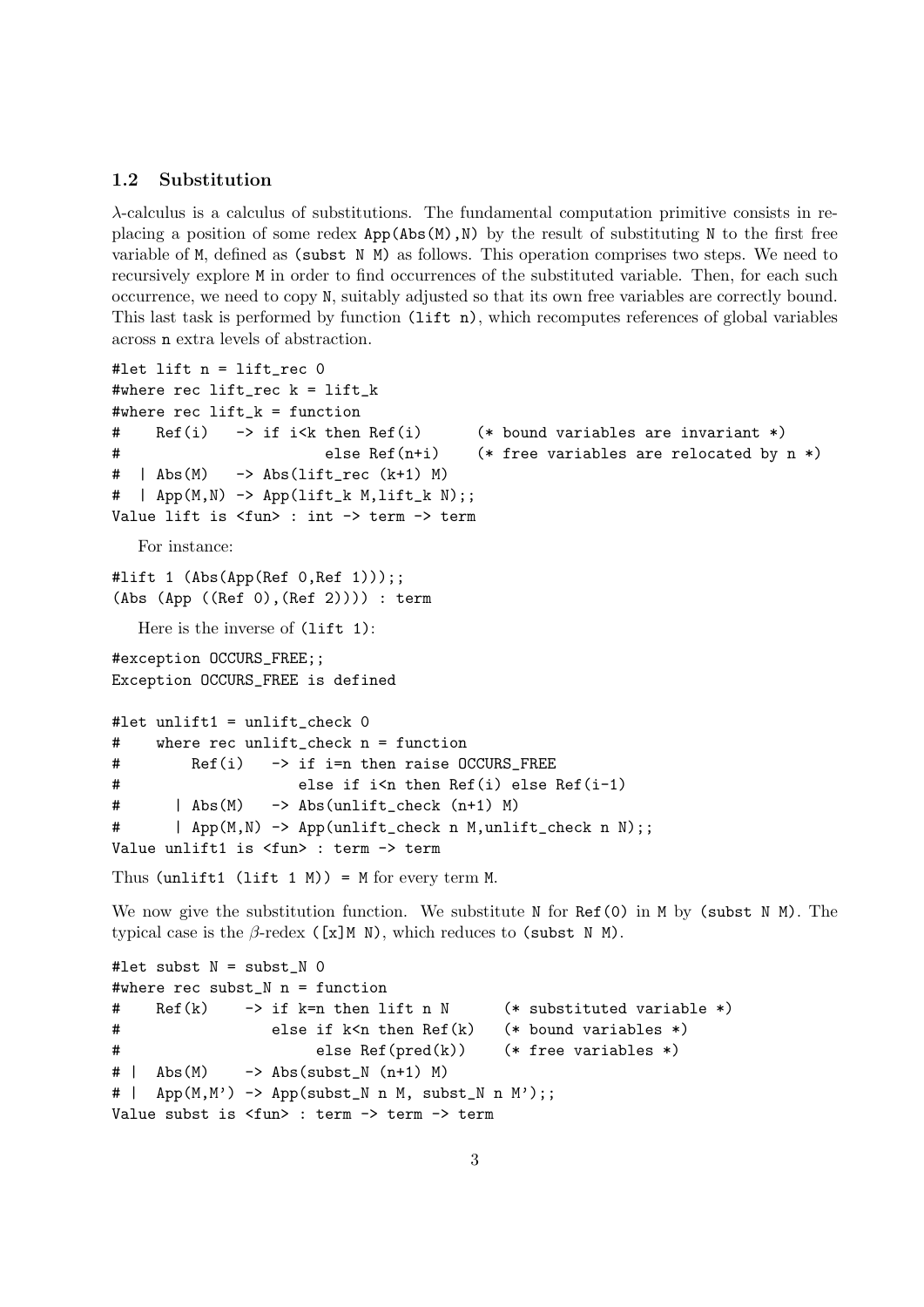### 1.2 Substitution

$\lambda$-calculus is a calculus of substitutions. The fundamental computation primitive consists in replacing a position of some redex `App(Abs(M),N)` by the result of substituting `N` to the first free variable of `M`, defined as `(subst N M)` as follows. This operation comprises two steps. We need to recursively explore `M` in order to find occurrences of the substituted variable. Then, for each such occurrence, we need to copy `N`, suitably adjusted so that its own free variables are correctly bound. This last task is performed by function `(lift n)`, which recomputes references of global variables across `n` extra levels of abstraction.

```
#let lift n = lift_rec 0
#where rec lift_rec k = lift_k
#where rec lift_k = function
#    Ref(i)   -> if i<k then Ref(i)      (* bound variables are invariant *)
#                       else Ref(n+i)    (* free variables are relocated by n *)
#  | Abs(M)   -> Abs(lift_rec (k+1) M)
#  | App(M,N) -> App(lift_k M,lift_k N);;
Value lift is <fun> : int -> term -> term
```

For instance:

```
#lift 1 (Abs(App(Ref 0,Ref 1)));;
(Abs (App ((Ref 0),(Ref 2)))) : term
```

Here is the inverse of `(lift 1)`:

```
#exception OCCURS_FREE;;
Exception OCCURS_FREE is defined

#let unlift1 = unlift_check 0
#    where rec unlift_check n = function
#        Ref(i)   -> if i=n then raise OCCURS_FREE
#                    else if i<n then Ref(i) else Ref(i-1)
#      | Abs(M)   -> Abs(unlift_check (n+1) M)
#      | App(M,N) -> App(unlift_check n M,unlift_check n N);;
Value unlift1 is <fun> : term -> term
```

Thus `(unlift1 (lift 1 M)) = M` for every term `M`.

We now give the substitution function. We substitute `N` for `Ref(0)` in `M` by `(subst N M)`. The typical case is the $\beta$-redex `([x]M N)`, which reduces to `(subst N M)`.

```
#let subst N = subst_N 0
#where rec subst_N n = function
#    Ref(k)    -> if k=n then lift n N      (* substituted variable *)
#                 else if k<n then Ref(k)   (* bound variables *)
#                      else Ref(pred(k))    (* free variables *)
# |  Abs(M)    -> Abs(subst_N (n+1) M)
# |  App(M,M') -> App(subst_N n M, subst_N n M');;
Value subst is <fun> : term -> term -> term
```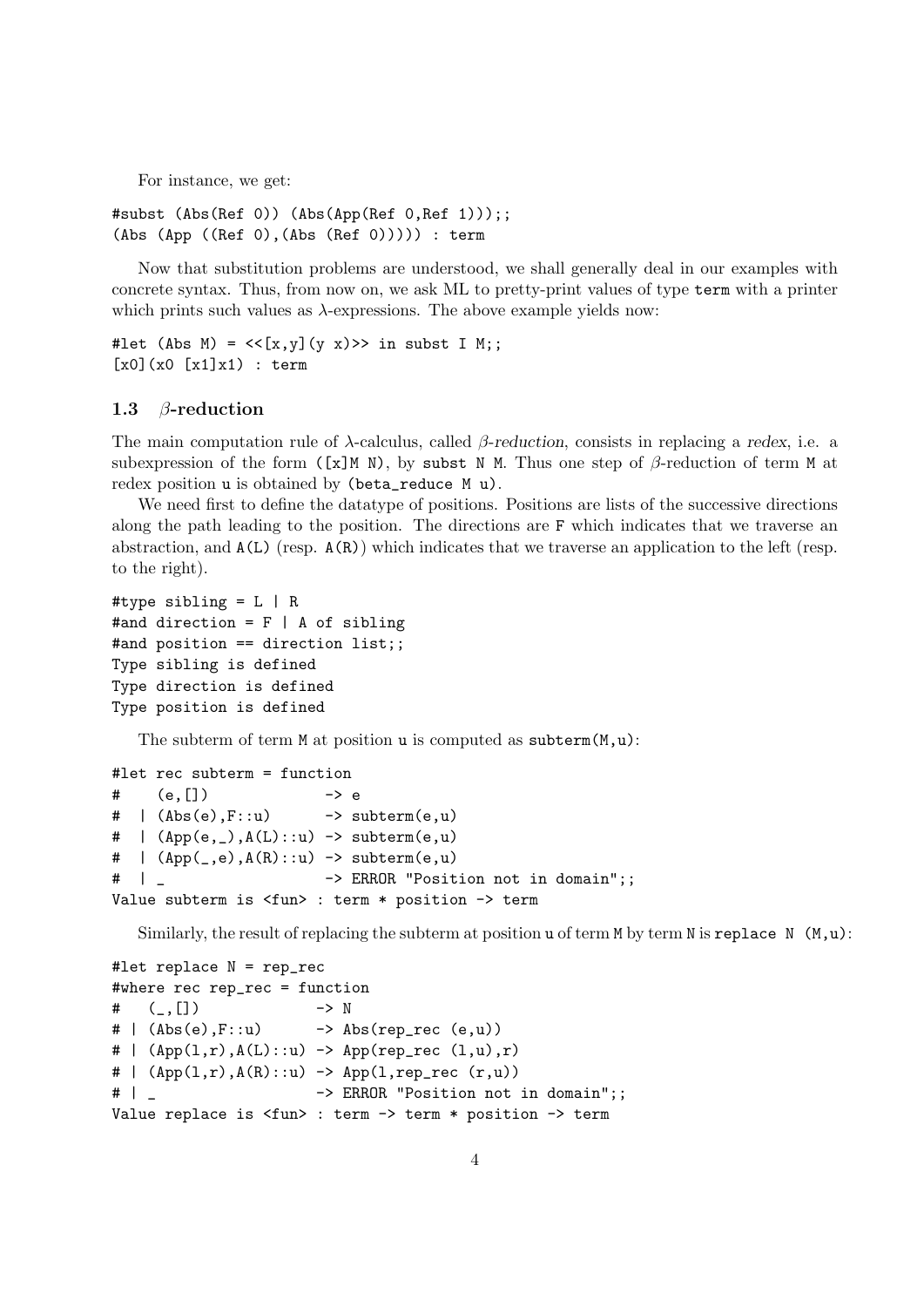For instance, we get:

```
#subst (Abs(Ref 0)) (Abs(App(Ref 0,Ref 1)));;
(Abs (App ((Ref 0),(Abs (Ref 0))))) : term
```

Now that substitution problems are understood, we shall generally deal in our examples with concrete syntax. Thus, from now on, we ask ML to pretty-print values of type `term` with a printer which prints such values as λ-expressions. The above example yields now:

```
#let (Abs M) = <<[x,y](y x)>> in subst I M;;
[x0](x0 [x1]x1) : term
```

### 1.3 β-reduction

The main computation rule of λ-calculus, called *β-reduction*, consists in replacing a *redex*, i.e. a subexpression of the form `([x]M N)`, by `subst N M`. Thus one step of β-reduction of term `M` at redex position `u` is obtained by `(beta_reduce M u)`.

We need first to define the datatype of positions. Positions are lists of the successive directions along the path leading to the position. The directions are `F` which indicates that we traverse an abstraction, and `A(L)` (resp. `A(R)`) which indicates that we traverse an application to the left (resp. to the right).

```
#type sibling = L | R
#and direction = F | A of sibling
#and position == direction list;;
Type sibling is defined
Type direction is defined
Type position is defined
```

The subterm of term `M` at position `u` is computed as `subterm(M,u)`:

```
#let rec subterm = function
#    (e,[])            -> e
#  | (Abs(e),F::u)     -> subterm(e,u)
#  | (App(e,_),A(L)::u) -> subterm(e,u)
#  | (App(_,e),A(R)::u) -> subterm(e,u)
#  | _                  -> ERROR "Position not in domain";;
Value subterm is <fun> : term * position -> term
```

Similarly, the result of replacing the subterm at position `u` of term `M` by term `N` is `replace N (M,u)`:

```
#let replace N = rep_rec
#where rec rep_rec = function
#   (_,[])            -> N
# | (Abs(e),F::u)     -> Abs(rep_rec (e,u))
# | (App(l,r),A(L)::u) -> App(rep_rec (l,u),r)
# | (App(l,r),A(R)::u) -> App(l,rep_rec (r,u))
# | _                  -> ERROR "Position not in domain";;
Value replace is <fun> : term -> term * position -> term
```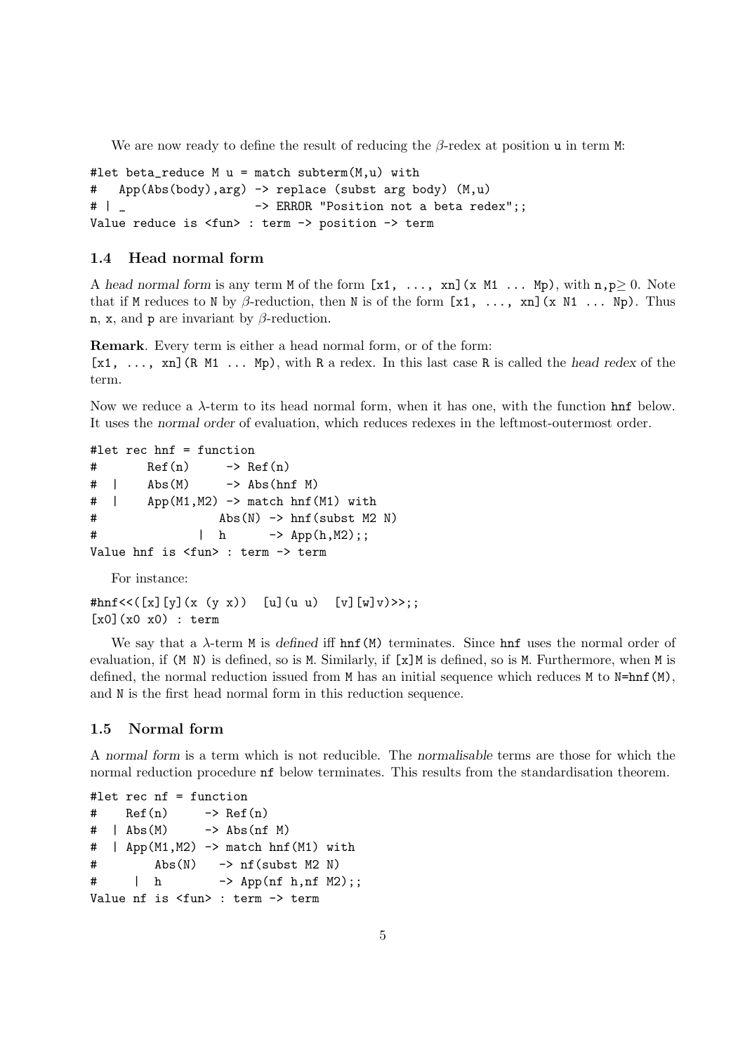We are now ready to define the result of reducing the $\beta$-redex at position `u` in term `M`:

```
#let beta_reduce M u = match subterm(M,u) with
#   App(Abs(body),arg) -> replace (subst arg body) (M,u)
# | _                  -> ERROR "Position not a beta redex";;
Value reduce is <fun> : term -> position -> term
```

### 1.4 Head normal form

A *head normal form* is any term `M` of the form `[x1, ..., xn](x M1 ... Mp)`, with `n,p`$\geq 0$. Note that if `M` reduces to `N` by $\beta$-reduction, then `N` is of the form `[x1, ..., xn](x N1 ... Np)`. Thus `n`, `x`, and `p` are invariant by $\beta$-reduction.

**Remark**. Every term is either a head normal form, or of the form:
`[x1, ..., xn](R M1 ... Mp)`, with `R` a redex. In this last case `R` is called the *head redex* of the term.

Now we reduce a $\lambda$-term to its head normal form, when it has one, with the function `hnf` below. It uses the *normal order* of evaluation, which reduces redexes in the leftmost-outermost order.

```
#let rec hnf = function
#       Ref(n)      -> Ref(n)
#   |   Abs(M)      -> Abs(hnf M)
#   |   App(M1,M2) -> match hnf(M1) with
#                 Abs(N) -> hnf(subst M2 N)
#              |  h       -> App(h,M2);;
Value hnf is <fun> : term -> term
```

For instance:

```
#hnf<<([x][y](x (y x))  [u](u u)  [v][w]v)>>;;
[x0](x0 x0) : term
```

We say that a $\lambda$-term `M` is *defined* iff `hnf(M)` terminates. Since `hnf` uses the normal order of evaluation, if `(M N)` is defined, so is `M`. Similarly, if `[x]M` is defined, so is `M`. Furthermore, when `M` is defined, the normal reduction issued from `M` has an initial sequence which reduces `M` to `N=hnf(M)`, and `N` is the first head normal form in this reduction sequence.

### 1.5 Normal form

A *normal form* is a term which is not reducible. The *normalisable* terms are those for which the normal reduction procedure `nf` below terminates. This results from the standardisation theorem.

```
#let rec nf = function
#    Ref(n)      -> Ref(n)
#  | Abs(M)      -> Abs(nf M)
#  | App(M1,M2) -> match hnf(M1) with
#        Abs(N)   -> nf(subst M2 N)
#      | h         -> App(nf h,nf M2);;
Value nf is <fun> : term -> term
```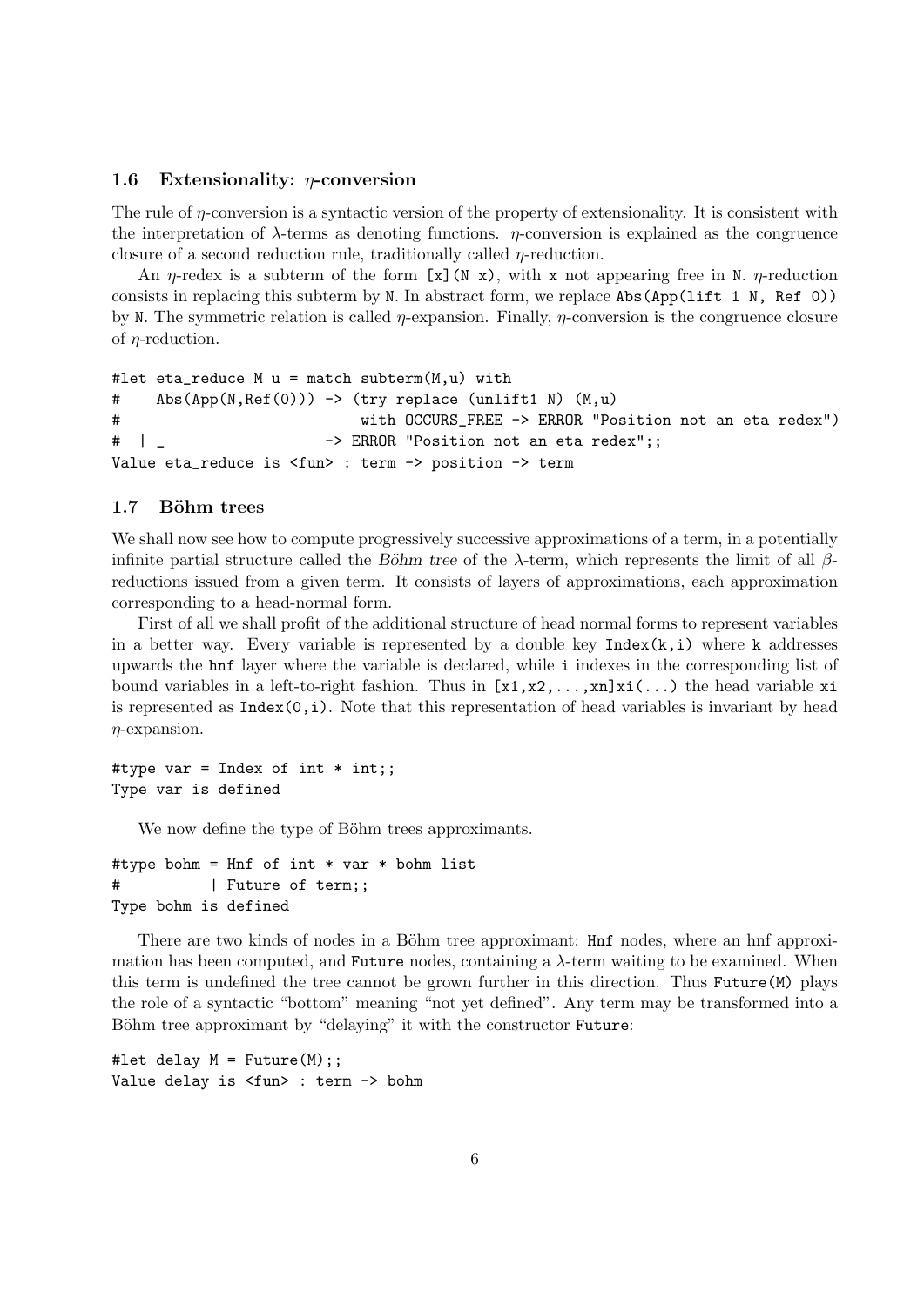### 1.6 Extensionality: $\eta$-conversion

The rule of $\eta$-conversion is a syntactic version of the property of extensionality. It is consistent with the interpretation of $\lambda$-terms as denoting functions. $\eta$-conversion is explained as the congruence closure of a second reduction rule, traditionally called $\eta$-reduction.

An $\eta$-redex is a subterm of the form `[x](N x)`, with `x` not appearing free in `N`. $\eta$-reduction consists in replacing this subterm by `N`. In abstract form, we replace `Abs(App(lift 1 N, Ref 0))` by `N`. The symmetric relation is called $\eta$-expansion. Finally, $\eta$-conversion is the congruence closure of $\eta$-reduction.

```
#let eta_reduce M u = match subterm(M,u) with
#    Abs(App(N,Ref(0))) -> (try replace (unlift1 N) (M,u)
#                             with OCCURS_FREE -> ERROR "Position not an eta redex")
#  | _                  -> ERROR "Position not an eta redex";;
Value eta_reduce is <fun> : term -> position -> term
```

### 1.7 Böhm trees

We shall now see how to compute progressively successive approximations of a term, in a potentially infinite partial structure called the *Böhm tree* of the $\lambda$-term, which represents the limit of all $\beta$-reductions issued from a given term. It consists of layers of approximations, each approximation corresponding to a head-normal form.

First of all we shall profit of the additional structure of head normal forms to represent variables in a better way. Every variable is represented by a double key `Index(k,i)` where `k` addresses upwards the `hnf` layer where the variable is declared, while `i` indexes in the corresponding list of bound variables in a left-to-right fashion. Thus in `[x1,x2,...,xn]xi(...)` the head variable `xi` is represented as `Index(0,i)`. Note that this representation of head variables is invariant by head $\eta$-expansion.

```
#type var = Index of int * int;;
Type var is defined
```

We now define the type of Böhm trees approximants.

```
#type bohm = Hnf of int * var * bohm list
#          | Future of term;;
Type bohm is defined
```

There are two kinds of nodes in a Böhm tree approximant: `Hnf` nodes, where an hnf approximation has been computed, and `Future` nodes, containing a $\lambda$-term waiting to be examined. When this term is undefined the tree cannot be grown further in this direction. Thus `Future(M)` plays the role of a syntactic "bottom" meaning "not yet defined". Any term may be transformed into a Böhm tree approximant by "delaying" it with the constructor `Future`:

```
#let delay M = Future(M);;
Value delay is <fun> : term -> bohm
```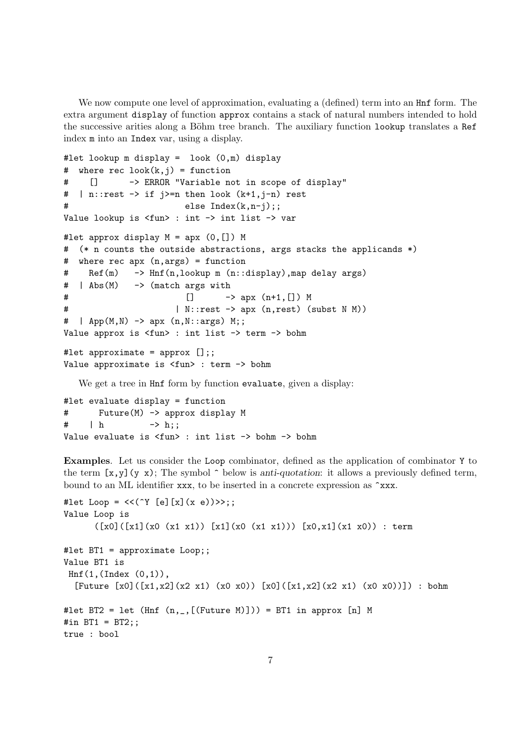We now compute one level of approximation, evaluating a (defined) term into an Hnf form. The extra argument display of function approx contains a stack of natural numbers intended to hold the successive arities along a Böhm tree branch. The auxiliary function lookup translates a Ref index m into an Index var, using a display.

```
#let lookup m display =  look (0,m) display
#  where rec look(k,j) = function
#    []       -> ERROR "Variable not in scope of display"
#  | n::rest -> if j>=n then look (k+1,j-n) rest
#                       else Index(k,n-j);;
Value lookup is <fun> : int -> int list -> var
```

```
#let approx display M = apx (0,[]) M
#  (* n counts the outside abstractions, args stacks the applicands *)
#  where rec apx (n,args) = function
#    Ref(m)   -> Hnf(n,lookup m (n::display),map delay args)
#  | Abs(M)   -> (match args with
#                      []      -> apx (n+1,[]) M
#                    | N::rest -> apx (n,rest) (subst N M))
#  | App(M,N) -> apx (n,N::args) M;;
Value approx is <fun> : int list -> term -> bohm
```

```
#let approximate = approx [];;
Value approximate is <fun> : term -> bohm
```

We get a tree in Hnf form by function evaluate, given a display:

```
#let evaluate display = function
#      Future(M) -> approx display M
#    | h         -> h;;
Value evaluate is <fun> : int list -> bohm -> bohm
```

**Examples**. Let us consider the Loop combinator, defined as the application of combinator Y to the term [x,y](y x); The symbol ^ below is *anti-quotation*: it allows a previously defined term, bound to an ML identifier xxx, to be inserted in a concrete expression as ^xxx.

```
#let Loop = <<(^Y [e][x](x e))>>;;
Value Loop is
      ([x0]([x1](x0 (x1 x1)) [x1](x0 (x1 x1))) [x0,x1](x1 x0)) : term

#let BT1 = approximate Loop;;
Value BT1 is
 Hnf(1,(Index (0,1)),
  [Future [x0]([x1,x2](x2 x1) (x0 x0)) [x0]([x1,x2](x2 x1) (x0 x0))]) : bohm

#let BT2 = let (Hnf (n,_,[(Future M)])) = BT1 in approx [n] M
#in BT1 = BT2;;
true : bool
```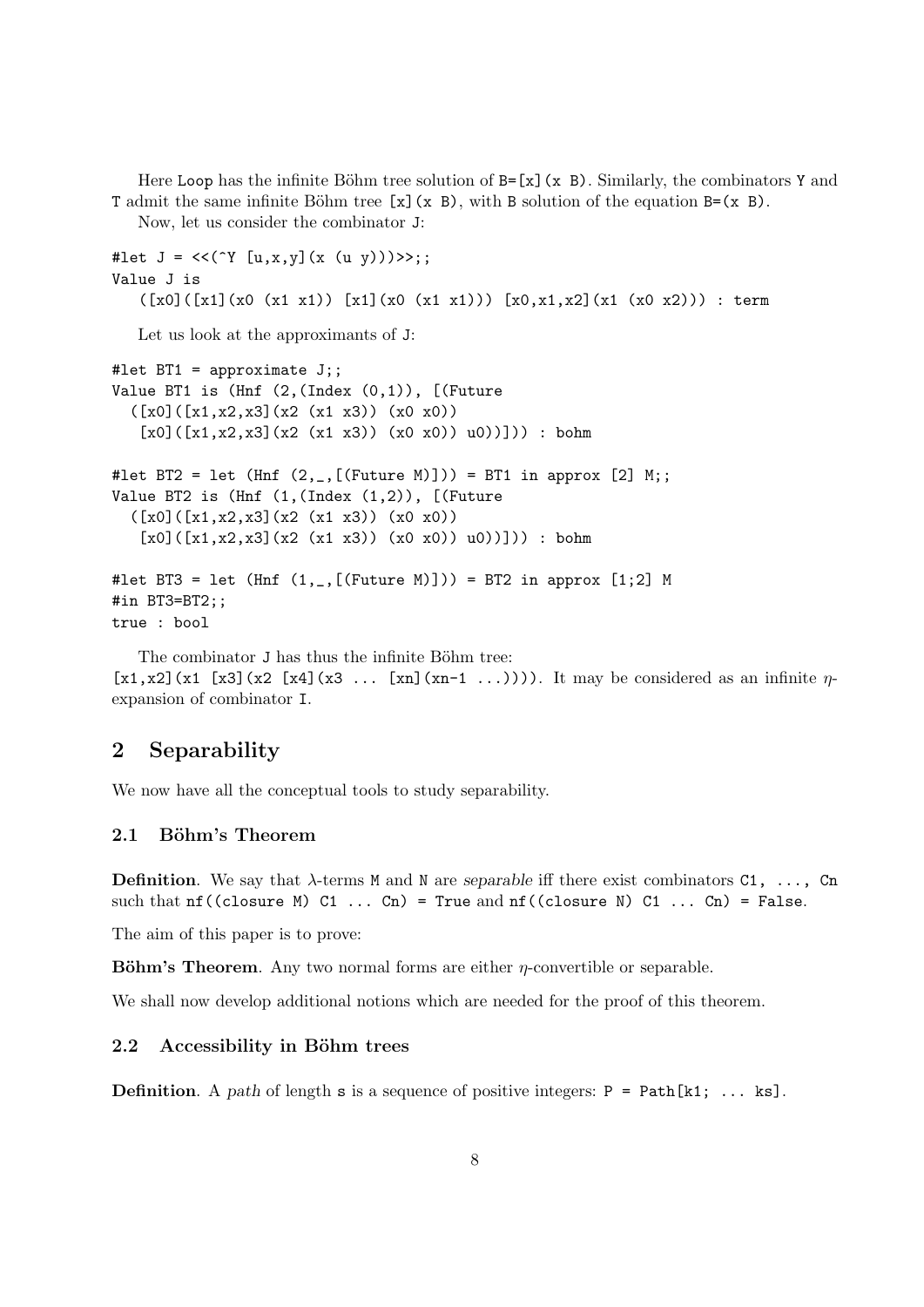Here `Loop` has the infinite Böhm tree solution of `B=[x](x B)`. Similarly, the combinators `Y` and `T` admit the same infinite Böhm tree `[x](x B)`, with `B` solution of the equation `B=(x B)`.

Now, let us consider the combinator `J`:

```
#let J = <<(^Y [u,x,y](x (u y)))>>;;
Value J is
   ([x0]([x1](x0 (x1 x1)) [x1](x0 (x1 x1))) [x0,x1,x2](x1 (x0 x2))) : term
```

Let us look at the approximants of `J`:

```
#let BT1 = approximate J;;
Value BT1 is (Hnf (2,(Index (0,1)), [(Future
  ([x0]([x1,x2,x3](x2 (x1 x3)) (x0 x0))
   [x0]([x1,x2,x3](x2 (x1 x3)) (x0 x0)) u0))])) : bohm

#let BT2 = let (Hnf (2,_,[(Future M)])) = BT1 in approx [2] M;;
Value BT2 is (Hnf (1,(Index (1,2)), [(Future
  ([x0]([x1,x2,x3](x2 (x1 x3)) (x0 x0))
   [x0]([x1,x2,x3](x2 (x1 x3)) (x0 x0)) u0))])) : bohm

#let BT3 = let (Hnf (1,_,[(Future M)])) = BT2 in approx [1;2] M
#in BT3=BT2;;
true : bool
```

The combinator `J` has thus the infinite Böhm tree:
`[x1,x2](x1 [x3](x2 [x4](x3 ... [xn](xn-1 ...))))`. It may be considered as an infinite $\eta$-expansion of combinator `I`.

## 2 Separability

We now have all the conceptual tools to study separability.

### 2.1 Böhm's Theorem

**Definition**. We say that $\lambda$-terms `M` and `N` are *separable* iff there exist combinators `C1, ..., Cn` such that `nf((closure M) C1 ... Cn) = True` and `nf((closure N) C1 ... Cn) = False`.

The aim of this paper is to prove:

**Böhm's Theorem**. Any two normal forms are either $\eta$-convertible or separable.

We shall now develop additional notions which are needed for the proof of this theorem.

### 2.2 Accessibility in Böhm trees

**Definition**. A *path* of length `s` is a sequence of positive integers: `P = Path[k1; ... ks]`.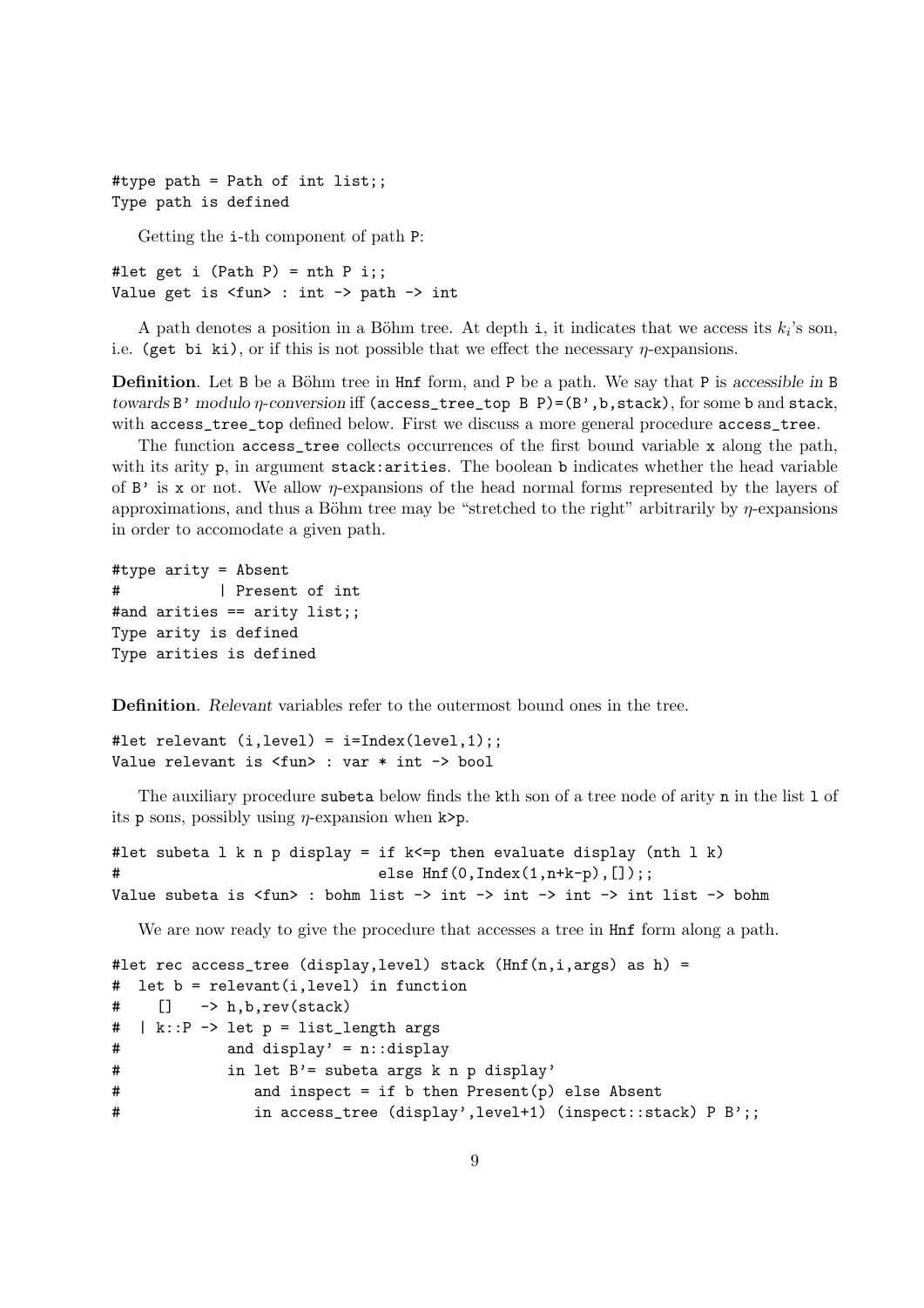```
#type path = Path of int list;;
Type path is defined
```

Getting the `i`-th component of path `P`:

```
#let get i (Path P) = nth P i;;
Value get is <fun> : int -> path -> int
```

A path denotes a position in a Böhm tree. At depth `i`, it indicates that we access its $k_i$'s son, i.e. `(get bi ki)`, or if this is not possible that we effect the necessary $\eta$-expansions.

**Definition**. Let `B` be a Böhm tree in `Hnf` form, and `P` be a path. We say that `P` is *accessible in* `B` *towards* `B'` *modulo $\eta$-conversion* iff `(access_tree_top B P)=(B',b,stack)`, for some `b` and `stack`, with `access_tree_top` defined below. First we discuss a more general procedure `access_tree`.

The function `access_tree` collects occurrences of the first bound variable `x` along the path, with its arity `p`, in argument `stack:arities`. The boolean `b` indicates whether the head variable of `B'` is `x` or not. We allow $\eta$-expansions of the head normal forms represented by the layers of approximations, and thus a Böhm tree may be "stretched to the right" arbitrarily by $\eta$-expansions in order to accomodate a given path.

```
#type arity = Absent
#           | Present of int
#and arities == arity list;;
Type arity is defined
Type arities is defined
```

**Definition**. *Relevant* variables refer to the outermost bound ones in the tree.

```
#let relevant (i,level) = i=Index(level,1);;
Value relevant is <fun> : var * int -> bool
```

The auxiliary procedure `subeta` below finds the `k`th son of a tree node of arity `n` in the list `l` of its `p` sons, possibly using $\eta$-expansion when `k>p`.

```
#let subeta l k n p display = if k<=p then evaluate display (nth l k)
#                             else Hnf(0,Index(1,n+k-p),[]);;
Value subeta is <fun> : bohm list -> int -> int -> int -> int list -> bohm
```

We are now ready to give the procedure that accesses a tree in `Hnf` form along a path.

```
#let rec access_tree (display,level) stack (Hnf(n,i,args) as h) =
#  let b = relevant(i,level) in function
#    []   -> h,b,rev(stack)
#  | k::P -> let p = list_length args
#            and display' = n::display
#            in let B'= subeta args k n p display'
#               and inspect = if b then Present(p) else Absent
#               in access_tree (display',level+1) (inspect::stack) P B';;
```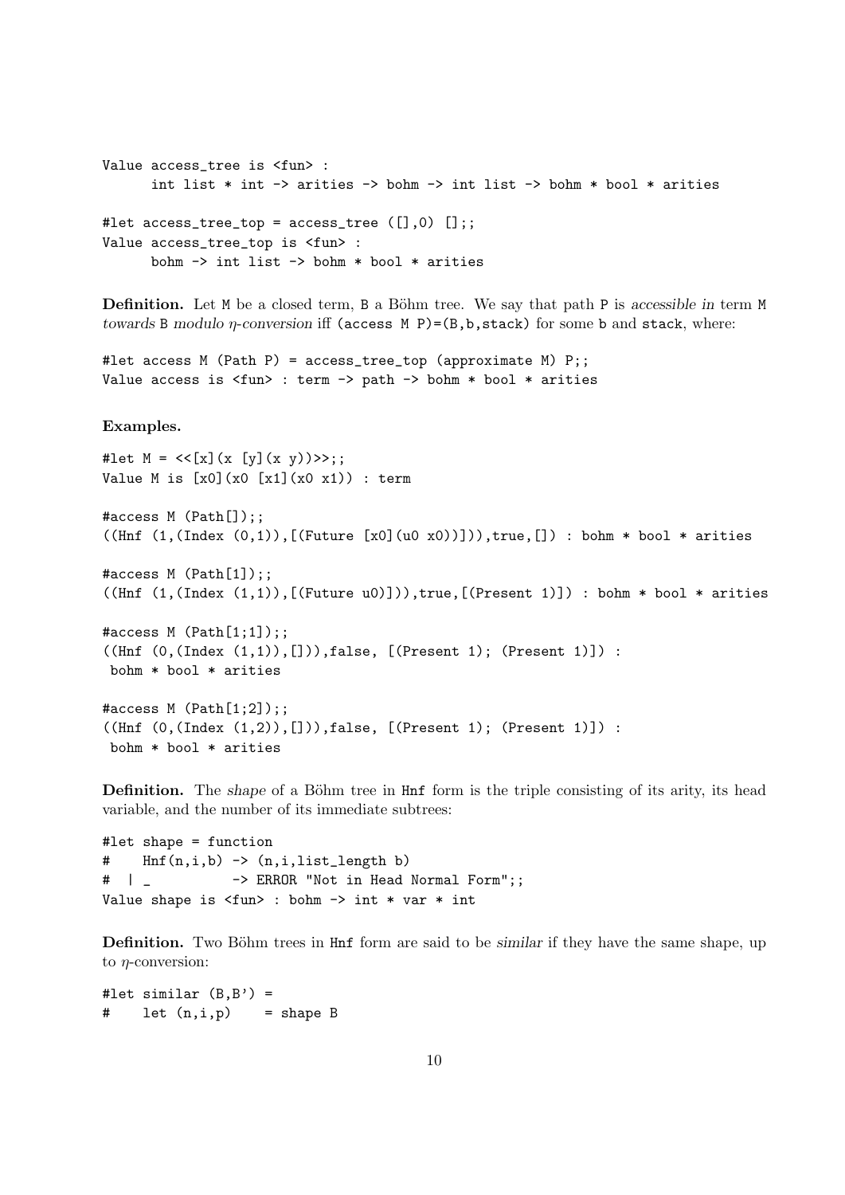```
Value access_tree is <fun> :
      int list * int -> arities -> bohm -> int list -> bohm * bool * arities

#let access_tree_top = access_tree ([],0) [];;
Value access_tree_top is <fun> :
      bohm -> int list -> bohm * bool * arities
```

**Definition.** Let `M` be a closed term, `B` a Böhm tree. We say that path `P` is *accessible in* term `M` *towards* `B` *modulo* $\eta$*-conversion* iff `(access M P)=(B,b,stack)` for some `b` and `stack`, where:

```
#let access M (Path P) = access_tree_top (approximate M) P;;
Value access is <fun> : term -> path -> bohm * bool * arities
```

**Examples.**

```
#let M = <<[x](x [y](x y))>>;;
Value M is [x0](x0 [x1](x0 x1)) : term

#access M (Path[]);;
((Hnf (1,(Index (0,1)),[(Future [x0](u0 x0))])),true,[]) : bohm * bool * arities

#access M (Path[1]);;
((Hnf (1,(Index (1,1)),[(Future u0)])),true,[(Present 1)]) : bohm * bool * arities

#access M (Path[1;1]);;
((Hnf (0,(Index (1,1)),[])),false, [(Present 1); (Present 1)]) :
 bohm * bool * arities

#access M (Path[1;2]);;
((Hnf (0,(Index (1,2)),[])),false, [(Present 1); (Present 1)]) :
 bohm * bool * arities
```

**Definition.** The *shape* of a Böhm tree in `Hnf` form is the triple consisting of its arity, its head variable, and the number of its immediate subtrees:

```
#let shape = function
#    Hnf(n,i,b) -> (n,i,list_length b)
#  | _          -> ERROR "Not in Head Normal Form";;
Value shape is <fun> : bohm -> int * var * int
```

**Definition.** Two Böhm trees in `Hnf` form are said to be *similar* if they have the same shape, up to $\eta$-conversion:

```
#let similar (B,B') =
#    let (n,i,p)    = shape B
```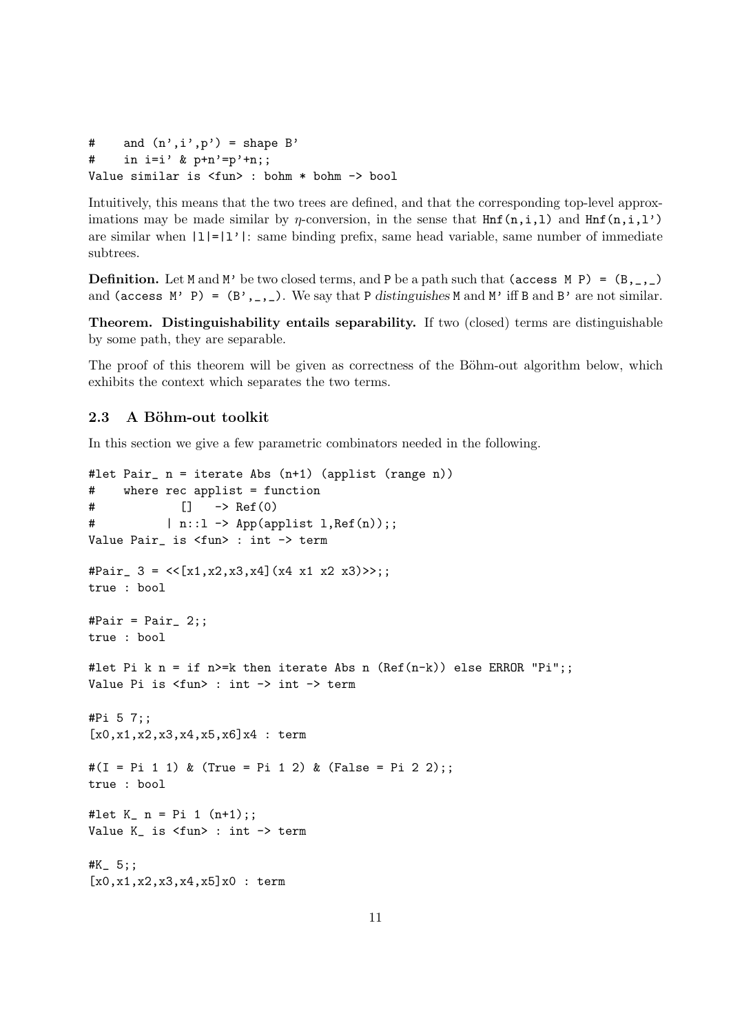```
#     and (n',i',p') = shape B'
#     in i=i' & p+n'=p'+n;;
Value similar is <fun> : bohm * bohm -> bool
```

Intuitively, this means that the two trees are defined, and that the corresponding top-level approximations may be made similar by $\eta$-conversion, in the sense that `Hnf(n,i,l)` and `Hnf(n,i,l')` are similar when `|l|=|l'|`: same binding prefix, same head variable, same number of immediate subtrees.

**Definition.** Let `M` and `M'` be two closed terms, and `P` be a path such that `(access M P) = (B,_,_)` and `(access M' P) = (B',_,_)`. We say that `P` *distinguishes* `M` and `M'` iff `B` and `B'` are not similar.

**Theorem. Distinguishability entails separability.** If two (closed) terms are distinguishable by some path, they are separable.

The proof of this theorem will be given as correctness of the Böhm-out algorithm below, which exhibits the context which separates the two terms.

### 2.3 A Böhm-out toolkit

In this section we give a few parametric combinators needed in the following.

```
#let Pair_ n = iterate Abs (n+1) (applist (range n))
#     where rec applist = function
#            []   -> Ref(0)
#          | n::l -> App(applist l,Ref(n));;
Value Pair_ is <fun> : int -> term

#Pair_ 3 = <<[x1,x2,x3,x4](x4 x1 x2 x3)>>;;
true : bool

#Pair = Pair_ 2;;
true : bool

#let Pi k n = if n>=k then iterate Abs n (Ref(n-k)) else ERROR "Pi";;
Value Pi is <fun> : int -> int -> term

#Pi 5 7;;
[x0,x1,x2,x3,x4,x5,x6]x4 : term

#(I = Pi 1 1) & (True = Pi 1 2) & (False = Pi 2 2);;
true : bool

#let K_ n = Pi 1 (n+1);;
Value K_ is <fun> : int -> term

#K_ 5;;
[x0,x1,x2,x3,x4,x5]x0 : term
```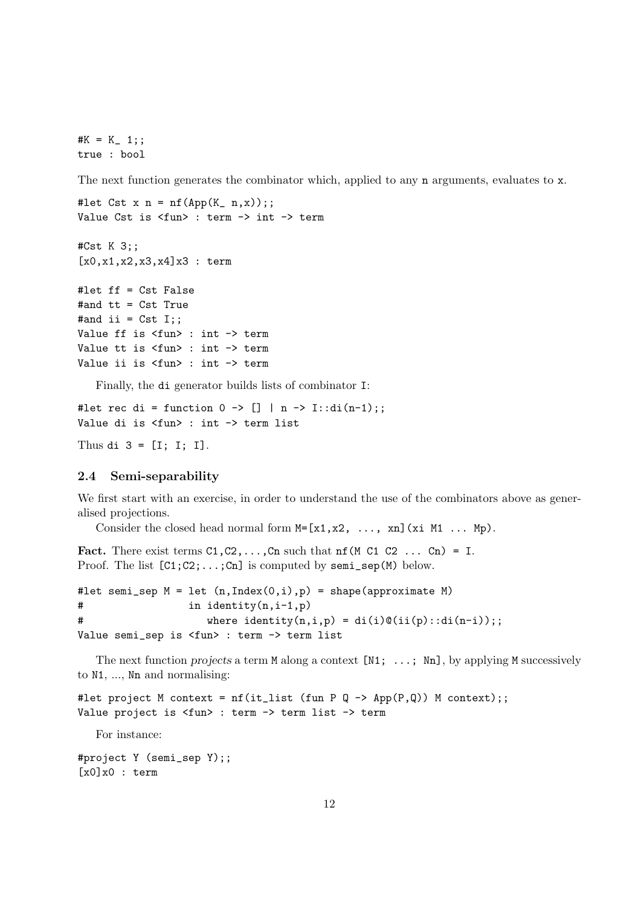```
#K = K_ 1;;
true : bool
```

The next function generates the combinator which, applied to any n arguments, evaluates to x.

```
#let Cst x n = nf(App(K_ n,x));;
Value Cst is <fun> : term -> int -> term

#Cst K 3;;
[x0,x1,x2,x3,x4]x3 : term

#let ff = Cst False
#and tt = Cst True
#and ii = Cst I;;
Value ff is <fun> : int -> term
Value tt is <fun> : int -> term
Value ii is <fun> : int -> term
```

Finally, the di generator builds lists of combinator I:

```
#let rec di = function 0 -> [] | n -> I::di(n-1);;
Value di is <fun> : int -> term list
```

Thus di 3 = [I; I; I].

### 2.4 Semi-separability

We first start with an exercise, in order to understand the use of the combinators above as generalised projections.

Consider the closed head normal form M=[x1,x2, ..., xn](xi M1 ... Mp).

**Fact.** There exist terms C1,C2,...,Cn such that nf(M C1 C2 ... Cn) = I.
Proof. The list [C1;C2;...;Cn] is computed by semi_sep(M) below.

```
#let semi_sep M = let (n,Index(0,i),p) = shape(approximate M)
#                 in identity(n,i-1,p)
#                    where identity(n,i,p) = di(i)@(ii(p)::di(n-i));;
Value semi_sep is <fun> : term -> term list
```

The next function *projects* a term M along a context [N1; ...; Nn], by applying M successively to N1, ..., Nn and normalising:

```
#let project M context = nf(it_list (fun P Q -> App(P,Q)) M context);;
Value project is <fun> : term -> term list -> term
```

For instance:

```
#project Y (semi_sep Y);;
[x0]x0 : term
```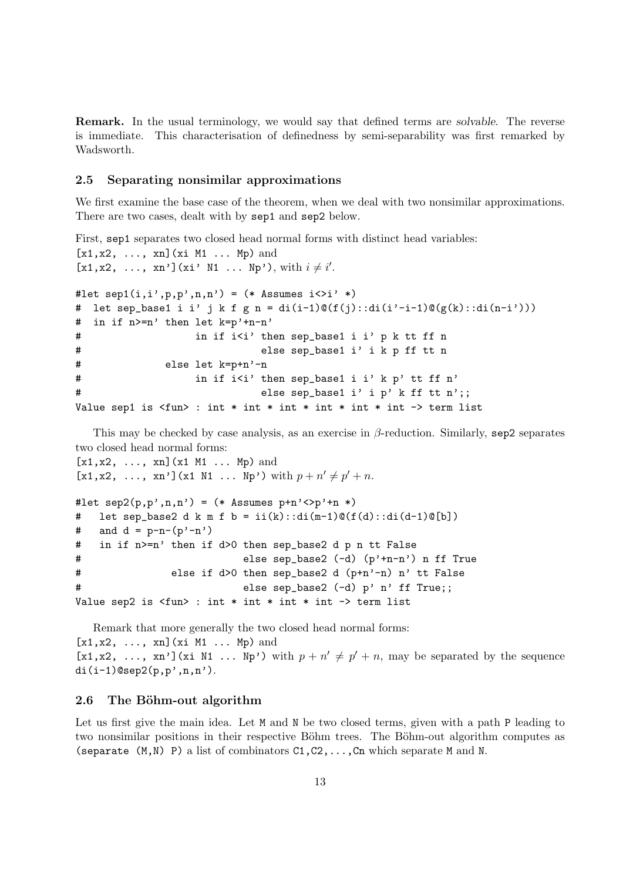**Remark.** In the usual terminology, we would say that defined terms are *solvable*. The reverse is immediate. This characterisation of definedness by semi-separability was first remarked by Wadsworth.

### 2.5 Separating nonsimilar approximations

We first examine the base case of the theorem, when we deal with two nonsimilar approximations. There are two cases, dealt with by `sep1` and `sep2` below.

First, `sep1` separates two closed head normal forms with distinct head variables:
`[x1,x2, ..., xn](xi M1 ... Mp)` and
`[x1,x2, ..., xn'](xi' N1 ... Np')`, with $i \neq i'$.

```
#let sep1(i,i',p,p',n,n') = (* Assumes i<>i' *)
#  let sep_base1 i i' j k f g n = di(i-1)@(f(j)::di(i'-i-1)@(g(k)::di(n-i')))
#  in if n>=n' then let k=p'+n-n'
#                   in if i<i' then sep_base1 i i' p k tt ff n
#                              else sep_base1 i' i k p ff tt n
#             else let k=p+n'-n
#                   in if i<i' then sep_base1 i i' k p' tt ff n'
#                              else sep_base1 i' i p' k ff tt n';;
Value sep1 is <fun> : int * int * int * int * int * int -> term list
```

This may be checked by case analysis, as an exercise in $\beta$-reduction. Similarly, `sep2` separates two closed head normal forms:
`[x1,x2, ..., xn](x1 M1 ... Mp)` and
`[x1,x2, ..., xn'](x1 N1 ... Np')` with $p + n' \neq p' + n$.

```
#let sep2(p,p',n,n') = (* Assumes p+n'<>p'+n *)
#   let sep_base2 d k m f b = ii(k)::di(m-1)@(f(d)::di(d-1)@[b])
#   and d = p-n-(p'-n')
#   in if n>=n' then if d>0 then sep_base2 d p n tt False
#                           else sep_base2 (-d) (p'+n-n') n ff True
#              else if d>0 then sep_base2 d (p+n'-n) n' tt False
#                           else sep_base2 (-d) p' n' ff True;;
Value sep2 is <fun> : int * int * int * int -> term list
```

Remark that more generally the two closed head normal forms:
`[x1,x2, ..., xn](xi M1 ... Mp)` and
`[x1,x2, ..., xn'](xi N1 ... Np')` with $p + n' \neq p' + n$, may be separated by the sequence `di(i-1)@sep2(p,p',n,n')`.

### 2.6 The Böhm-out algorithm

Let us first give the main idea. Let `M` and `N` be two closed terms, given with a path `P` leading to two nonsimilar positions in their respective Böhm trees. The Böhm-out algorithm computes as `(separate (M,N) P)` a list of combinators `C1,C2,...,Cn` which separate `M` and `N`.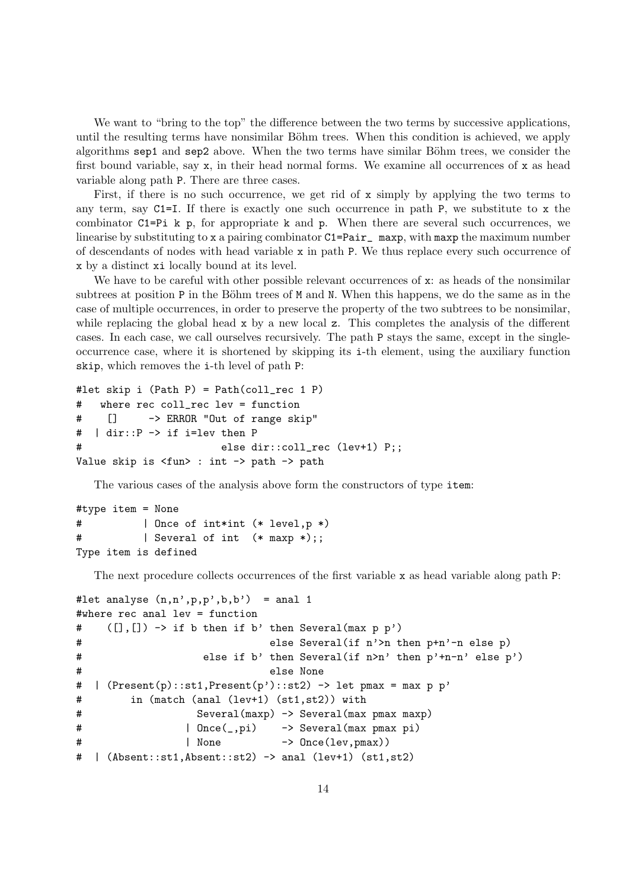We want to "bring to the top" the difference between the two terms by successive applications, until the resulting terms have nonsimilar Böhm trees. When this condition is achieved, we apply algorithms `sep1` and `sep2` above. When the two terms have similar Böhm trees, we consider the first bound variable, say `x`, in their head normal forms. We examine all occurrences of `x` as head variable along path `P`. There are three cases.

First, if there is no such occurrence, we get rid of `x` simply by applying the two terms to any term, say `C1=I`. If there is exactly one such occurrence in path `P`, we substitute to `x` the combinator `C1=Pi k p`, for appropriate `k` and `p`. When there are several such occurrences, we linearise by substituting to `x` a pairing combinator `C1=Pair_ maxp`, with `maxp` the maximum number of descendants of nodes with head variable `x` in path `P`. We thus replace every such occurrence of `x` by a distinct `xi` locally bound at its level.

We have to be careful with other possible relevant occurrences of `x`: as heads of the nonsimilar subtrees at position `P` in the Böhm trees of `M` and `N`. When this happens, we do the same as in the case of multiple occurrences, in order to preserve the property of the two subtrees to be nonsimilar, while replacing the global head `x` by a new local `z`. This completes the analysis of the different cases. In each case, we call ourselves recursively. The path `P` stays the same, except in the single-occurrence case, where it is shortened by skipping its `i`-th element, using the auxiliary function `skip`, which removes the `i`-th level of path `P`:

```
#let skip i (Path P) = Path(coll_rec 1 P)
#   where rec coll_rec lev = function
#    []     -> ERROR "Out of range skip"
#  | dir::P -> if i=lev then P
#                       else dir::coll_rec (lev+1) P;;
Value skip is <fun> : int -> path -> path
```

The various cases of the analysis above form the constructors of type `item`:

```
#type item = None
#          | Once of int*int (* level,p *)
#          | Several of int  (* maxp *);;
Type item is defined
```

The next procedure collects occurrences of the first variable `x` as head variable along path `P`:

```
#let analyse (n,n',p,p',b,b')  = anal 1
#where rec anal lev = function
#    ([],[]) -> if b then if b' then Several(max p p')
#                              else Several(if n'>n then p+n'-n else p)
#                  else if b' then Several(if n>n' then p'+n-n' else p')
#                              else None
#  | (Present(p)::st1,Present(p')::st2) -> let pmax = max p p'
#        in (match (anal (lev+1) (st1,st2)) with
#                 Several(maxp) -> Several(max pmax maxp)
#               | Once(_,pi)    -> Several(max pmax pi)
#               | None          -> Once(lev,pmax))
#  | (Absent::st1,Absent::st2) -> anal (lev+1) (st1,st2)
```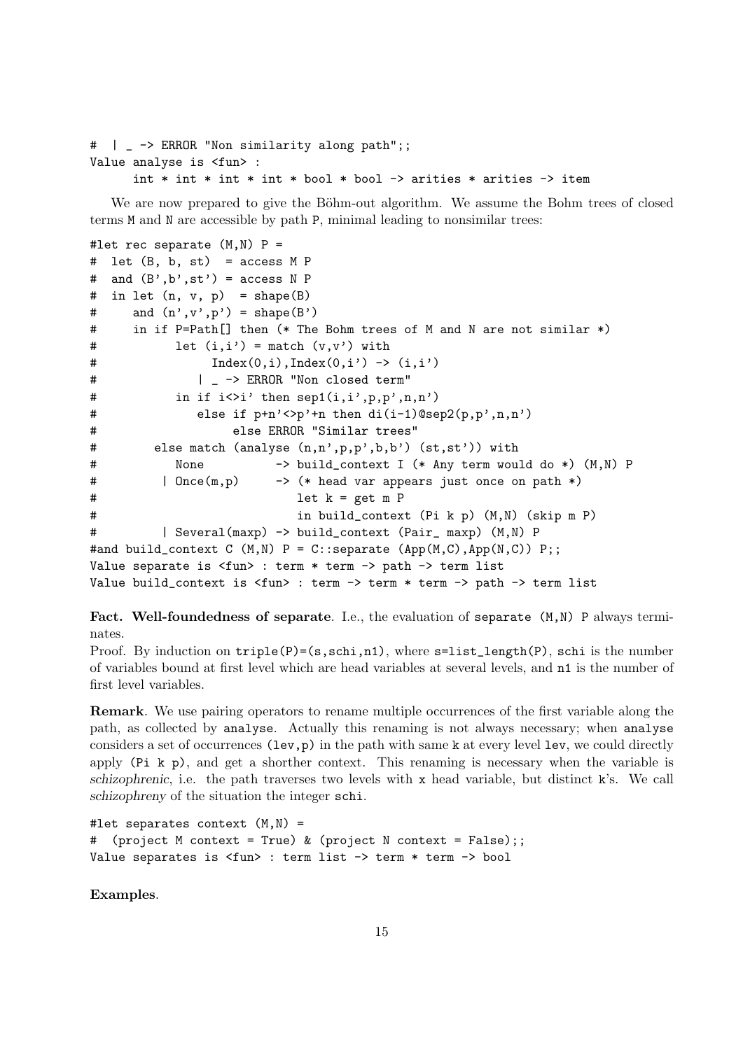```
#  | _ -> ERROR "Non similarity along path";;
Value analyse is <fun> :
      int * int * int * int * bool * bool -> arities * arities -> item
```

We are now prepared to give the Böhm-out algorithm. We assume the Bohm trees of closed terms M and N are accessible by path P, minimal leading to nonsimilar trees:

```
#let rec separate (M,N) P =
#  let (B, b, st)  = access M P
#  and (B',b',st') = access N P
#  in let (n, v, p)  = shape(B)
#     and (n',v',p') = shape(B')
#     in if P=Path[] then (* The Bohm trees of M and N are not similar *)
#           let (i,i') = match (v,v') with
#                 Index(0,i),Index(0,i') -> (i,i')
#               | _ -> ERROR "Non closed term"
#           in if i<>i' then sep1(i,i',p,p',n,n')
#              else if p+n'<>p'+n then di(i-1)@sep2(p,p',n,n')
#                   else ERROR "Similar trees"
#        else match (analyse (n,n',p,p',b,b') (st,st')) with
#           None          -> build_context I (* Any term would do *) (M,N) P
#         | Once(m,p)     -> (* head var appears just once on path *)
#                            let k = get m P
#                            in build_context (Pi k p) (M,N) (skip m P)
#         | Several(maxp) -> build_context (Pair_ maxp) (M,N) P
#and build_context C (M,N) P = C::separate (App(M,C),App(N,C)) P;;
Value separate is <fun> : term * term -> path -> term list
Value build_context is <fun> : term -> term * term -> path -> term list
```

**Fact. Well-foundedness of separate**. I.e., the evaluation of `separate (M,N) P` always terminates.

Proof. By induction on `triple(P)=(s,schi,n1)`, where `s=list_length(P)`, `schi` is the number of variables bound at first level which are head variables at several levels, and `n1` is the number of first level variables.

**Remark**. We use pairing operators to rename multiple occurrences of the first variable along the path, as collected by `analyse`. Actually this renaming is not always necessary; when `analyse` considers a set of occurrences `(lev,p)` in the path with same `k` at every level `lev`, we could directly apply `(Pi k p)`, and get a shorter context. This renaming is necessary when the variable is *schizophrenic*, i.e. the path traverses two levels with `x` head variable, but distinct `k`'s. We call *schizophreny* of the situation the integer `schi`.

```
#let separates context (M,N) =
#  (project M context = True) & (project N context = False);;
Value separates is <fun> : term list -> term * term -> bool
```

**Examples**.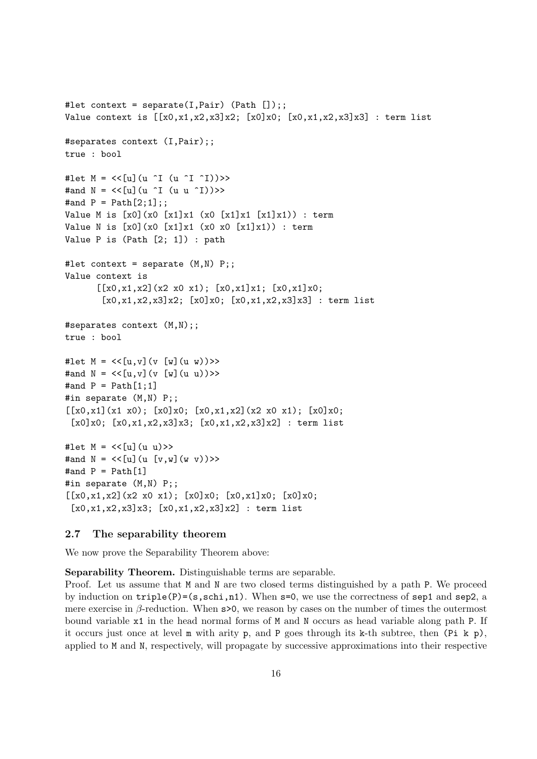```
#let context = separate(I,Pair) (Path []);;
Value context is [[x0,x1,x2,x3]x2; [x0]x0; [x0,x1,x2,x3]x3] : term list

#separates context (I,Pair);;
true : bool

#let M = <<[u](u ^I (u ^I ^I))>>
#and N = <<[u](u ^I (u u ^I))>>
#and P = Path[2;1];;
Value M is [x0](x0 [x1]x1 (x0 [x1]x1 [x1]x1)) : term
Value N is [x0](x0 [x1]x1 (x0 x0 [x1]x1)) : term
Value P is (Path [2; 1]) : path

#let context = separate (M,N) P;;
Value context is
      [[x0,x1,x2](x2 x0 x1); [x0,x1]x1; [x0,x1]x0;
       [x0,x1,x2,x3]x2; [x0]x0; [x0,x1,x2,x3]x3] : term list

#separates context (M,N);;
true : bool

#let M = <<[u,v](v [w](u w))>>
#and N = <<[u,v](v [w](u u))>>
#and P = Path[1;1]
#in separate (M,N) P;;
[[x0,x1](x1 x0); [x0]x0; [x0,x1,x2](x2 x0 x1); [x0]x0;
 [x0]x0; [x0,x1,x2,x3]x3; [x0,x1,x2,x3]x2] : term list

#let M = <<[u](u u)>>
#and N = <<[u](u [v,w](w v))>>
#and P = Path[1]
#in separate (M,N) P;;
[[x0,x1,x2](x2 x0 x1); [x0]x0; [x0,x1]x0; [x0]x0;
 [x0,x1,x2,x3]x3; [x0,x1,x2,x3]x2] : term list
```

### 2.7 The separability theorem

We now prove the Separability Theorem above:

**Separability Theorem.** Distinguishable terms are separable.

Proof. Let us assume that `M` and `N` are two closed terms distinguished by a path `P`. We proceed by induction on `triple(P)=(s,schi,n1)`. When `s=0`, we use the correctness of `sep1` and `sep2`, a mere exercise in $\beta$-reduction. When `s>0`, we reason by cases on the number of times the outermost bound variable `x1` in the head normal forms of `M` and `N` occurs as head variable along path `P`. If it occurs just once at level `m` with arity `p`, and `P` goes through its `k`-th subtree, then `(Pi k p)`, applied to `M` and `N`, respectively, will propagate by successive approximations into their respective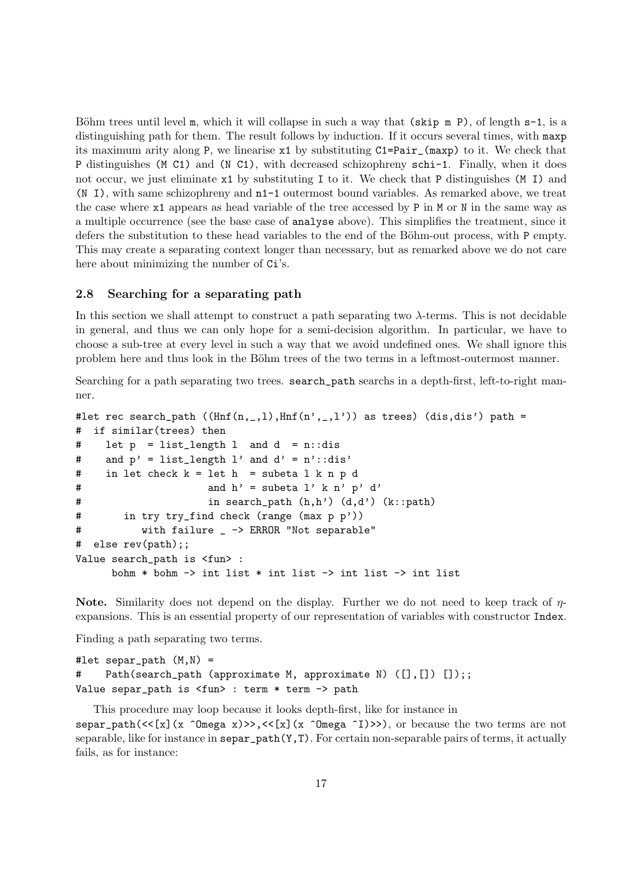Böhm trees until level m, which it will collapse in such a way that (skip m P), of length s-1, is a distinguishing path for them. The result follows by induction. If it occurs several times, with maxp its maximum arity along P, we linearise x1 by substituting C1=Pair_(maxp) to it. We check that P distinguishes (M C1) and (N C1), with decreased schizophreny schi-1. Finally, when it does not occur, we just eliminate x1 by substituting I to it. We check that P distinguishes (M I) and (N I), with same schizophreny and n1-1 outermost bound variables. As remarked above, we treat the case where x1 appears as head variable of the tree accessed by P in M or N in the same way as a multiple occurrence (see the base case of analyse above). This simplifies the treatment, since it defers the substitution to these head variables to the end of the Böhm-out process, with P empty. This may create a separating context longer than necessary, but as remarked above we do not care here about minimizing the number of Ci's.

### 2.8 Searching for a separating path

In this section we shall attempt to construct a path separating two $\lambda$-terms. This is not decidable in general, and thus we can only hope for a semi-decision algorithm. In particular, we have to choose a sub-tree at every level in such a way that we avoid undefined ones. We shall ignore this problem here and thus look in the Böhm trees of the two terms in a leftmost-outermost manner.

Searching for a path separating two trees. search_path searchs in a depth-first, left-to-right manner.

```
#let rec search_path ((Hnf(n,_,l),Hnf(n',_,l')) as trees) (dis,dis') path =
#  if similar(trees) then
#    let p  = list_length l  and d  = n::dis
#    and p' = list_length l' and d' = n'::dis'
#    in let check k = let h  = subeta l k n p d
#                     and h' = subeta l' k n' p' d'
#                     in search_path (h,h') (d,d') (k::path)
#       in try try_find check (range (max p p'))
#          with failure _ -> ERROR "Not separable"
#  else rev(path);;
Value search_path is <fun> :
      bohm * bohm -> int list * int list -> int list -> int list
```

**Note.** Similarity does not depend on the display. Further we do not need to keep track of $\eta$-expansions. This is an essential property of our representation of variables with constructor Index.

Finding a path separating two terms.

```
#let separ_path (M,N) =
#    Path(search_path (approximate M, approximate N) ([],[]) []);;
Value separ_path is <fun> : term * term -> path
```

This procedure may loop because it looks depth-first, like for instance in separ_path(<<[x](x ^Omega x)>>,<<[x](x ^Omega ^I)>>), or because the two terms are not separable, like for instance in separ_path(Y,T). For certain non-separable pairs of terms, it actually fails, as for instance: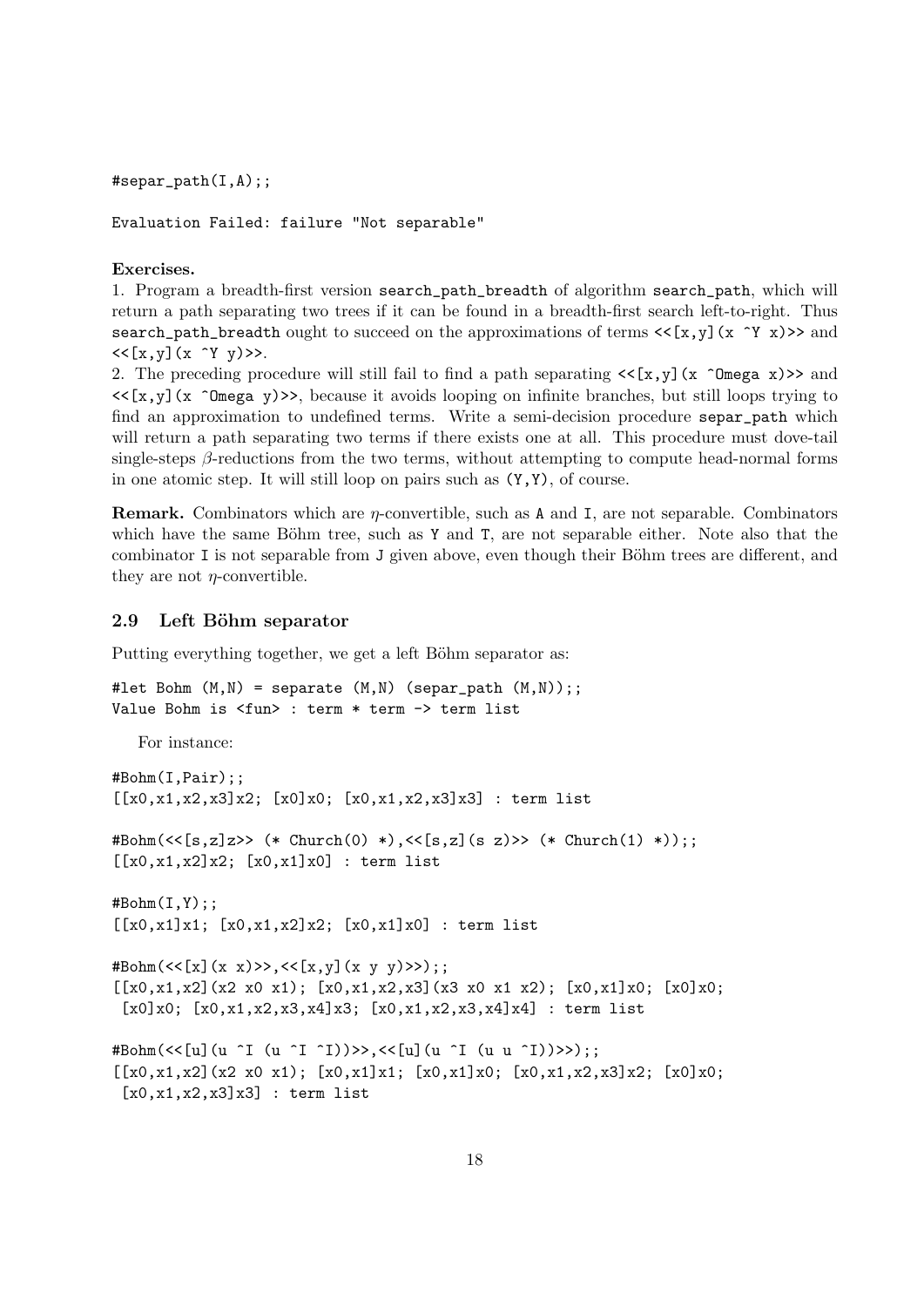```
#separ_path(I,A);;

Evaluation Failed: failure "Not separable"
```

**Exercises.**

1. Program a breadth-first version `search_path_breadth` of algorithm `search_path`, which will return a path separating two trees if it can be found in a breadth-first search left-to-right. Thus `search_path_breadth` ought to succeed on the approximations of terms `<<[x,y](x ^Y x)>>` and `<<[x,y](x ^Y y)>>`.
2. The preceding procedure will still fail to find a path separating `<<[x,y](x ^Omega x)>>` and `<<[x,y](x ^Omega y)>>`, because it avoids looping on infinite branches, but still loops trying to find an approximation to undefined terms. Write a semi-decision procedure `separ_path` which will return a path separating two terms if there exists one at all. This procedure must dove-tail single-steps $\beta$-reductions from the two terms, without attempting to compute head-normal forms in one atomic step. It will still loop on pairs such as `(Y,Y)`, of course.

**Remark.** Combinators which are $\eta$-convertible, such as `A` and `I`, are not separable. Combinators which have the same Böhm tree, such as `Y` and `T`, are not separable either. Note also that the combinator `I` is not separable from `J` given above, even though their Böhm trees are different, and they are not $\eta$-convertible.

## 2.9 Left Böhm separator

Putting everything together, we get a left Böhm separator as:

```
#let Bohm (M,N) = separate (M,N) (separ_path (M,N));;
Value Bohm is <fun> : term * term -> term list
```

For instance:

```
#Bohm(I,Pair);;
[[x0,x1,x2,x3]x2; [x0]x0; [x0,x1,x2,x3]x3] : term list

#Bohm(<<[s,z]z>> (* Church(0) *),<<[s,z](s z)>> (* Church(1) *));;
[[x0,x1,x2]x2; [x0,x1]x0] : term list

#Bohm(I,Y);;
[[x0,x1]x1; [x0,x1,x2]x2; [x0,x1]x0] : term list

#Bohm(<<[x](x x)>>,<<[x,y](x y y)>>);;
[[x0,x1,x2](x2 x0 x1); [x0,x1,x2,x3](x3 x0 x1 x2); [x0,x1]x0; [x0]x0;
 [x0]x0; [x0,x1,x2,x3,x4]x3; [x0,x1,x2,x3,x4]x4] : term list

#Bohm(<<[u](u ^I (u ^I ^I))>>,<<[u](u ^I (u u ^I))>>);;
[[x0,x1,x2](x2 x0 x1); [x0,x1]x1; [x0,x1]x0; [x0,x1,x2,x3]x2; [x0]x0;
 [x0,x1,x2,x3]x3] : term list
```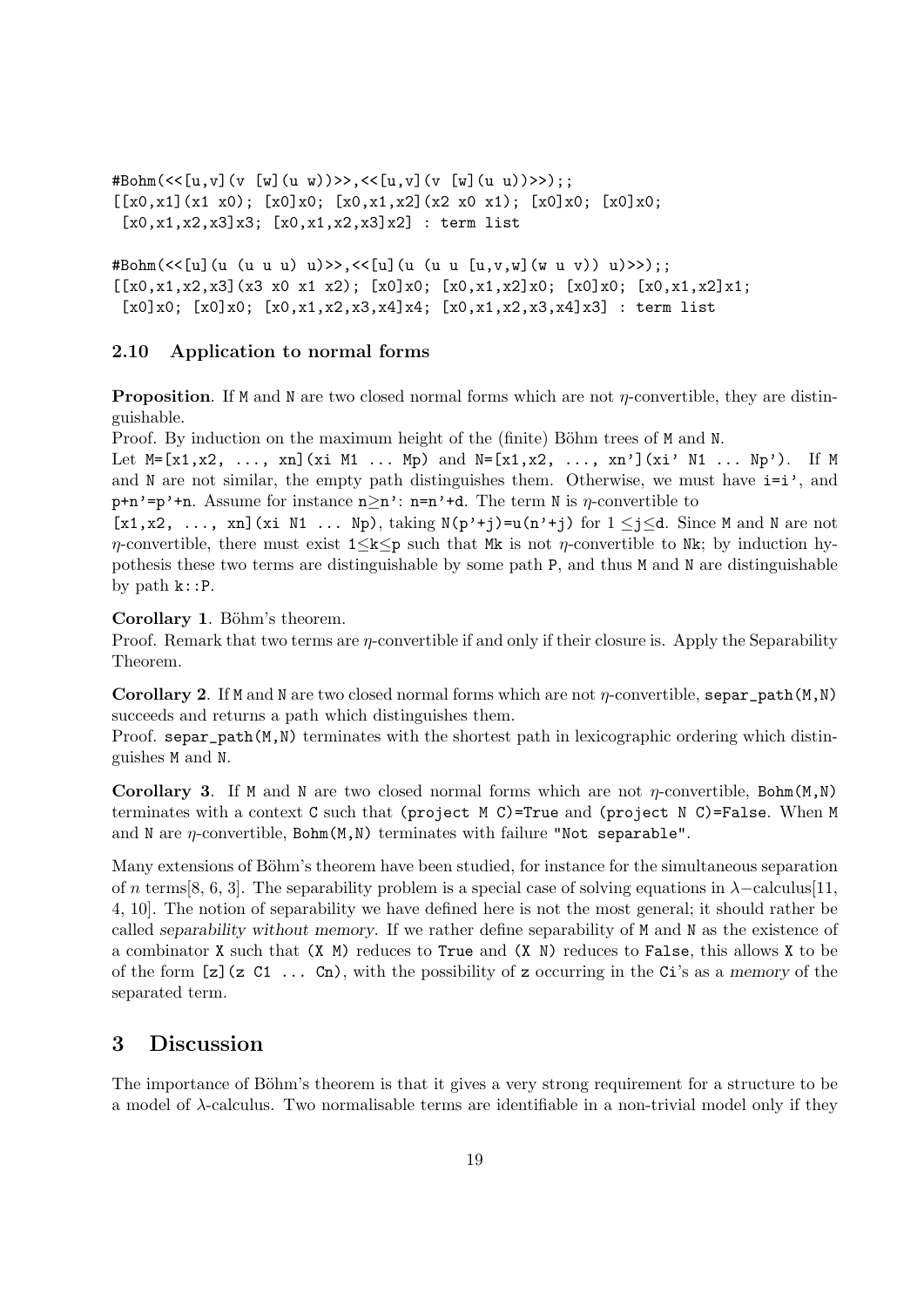```
#Bohm(<<[u,v](v [w](u w))>>,<<[u,v](v [w](u u))>>);;
[[x0,x1](x1 x0); [x0]x0; [x0,x1,x2](x2 x0 x1); [x0]x0; [x0]x0;
 [x0,x1,x2,x3]x3; [x0,x1,x2,x3]x2] : term list

#Bohm(<<[u](u (u u u) u)>>,<<[u](u (u u [u,v,w](w u v)) u)>>);;
[[x0,x1,x2,x3](x3 x0 x1 x2); [x0]x0; [x0,x1,x2]x0; [x0]x0; [x0,x1,x2]x1;
 [x0]x0; [x0]x0; [x0,x1,x2,x3,x4]x4; [x0,x1,x2,x3,x4]x3] : term list
```

### 2.10 Application to normal forms

**Proposition**. If `M` and `N` are two closed normal forms which are not $\eta$-convertible, they are distinguishable.

Proof. By induction on the maximum height of the (finite) Böhm trees of `M` and `N`.

Let `M=[x1,x2, ..., xn](xi M1 ... Mp)` and `N=[x1,x2, ..., xn'](xi' N1 ... Np')`. If `M` and `N` are not similar, the empty path distinguishes them. Otherwise, we must have `i=i'`, and `p+n'=p'+n`. Assume for instance `n`$\geq$`n'`: `n=n'+d`. The term `N` is $\eta$-convertible to `[x1,x2, ..., xn](xi N1 ... Np)`, taking `N(p'+j)=u(n'+j)` for $1 \leq$`j`$\leq$`d`. Since `M` and `N` are not $\eta$-convertible, there must exist `1`$\leq$`k`$\leq$`p` such that `Mk` is not $\eta$-convertible to `Nk`; by induction hypothesis these two terms are distinguishable by some path `P`, and thus `M` and `N` are distinguishable by path `k::P`.

**Corollary 1**. Böhm's theorem.

Proof. Remark that two terms are $\eta$-convertible if and only if their closure is. Apply the Separability Theorem.

**Corollary 2**. If `M` and `N` are two closed normal forms which are not $\eta$-convertible, `separ_path(M,N)` succeeds and returns a path which distinguishes them.

Proof. `separ_path(M,N)` terminates with the shortest path in lexicographic ordering which distinguishes `M` and `N`.

**Corollary 3**. If `M` and `N` are two closed normal forms which are not $\eta$-convertible, `Bohm(M,N)` terminates with a context `C` such that `(project M C)=True` and `(project N C)=False`. When `M` and `N` are $\eta$-convertible, `Bohm(M,N)` terminates with failure `"Not separable"`.

Many extensions of Böhm's theorem have been studied, for instance for the simultaneous separation of $n$ terms[8, 6, 3]. The separability problem is a special case of solving equations in $\lambda$−calculus[11, 4, 10]. The notion of separability we have defined here is not the most general; it should rather be called *separability without memory*. If we rather define separability of `M` and `N` as the existence of a combinator `X` such that `(X M)` reduces to `True` and `(X N)` reduces to `False`, this allows `X` to be of the form `[z](z C1 ... Cn)`, with the possibility of `z` occurring in the `Ci`'s as a *memory* of the separated term.

# 3 Discussion

The importance of Böhm's theorem is that it gives a very strong requirement for a structure to be a model of $\lambda$-calculus. Two normalisable terms are identifiable in a non-trivial model only if they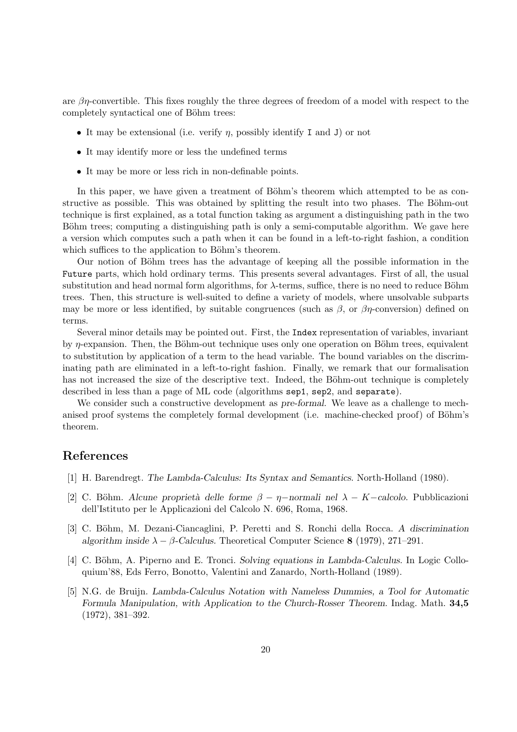are $\beta\eta$-convertible. This fixes roughly the three degrees of freedom of a model with respect to the completely syntactical one of Böhm trees:

- It may be extensional (i.e. verify $\eta$, possibly identify `I` and `J`) or not
- It may identify more or less the undefined terms
- It may be more or less rich in non-definable points.

In this paper, we have given a treatment of Böhm's theorem which attempted to be as constructive as possible. This was obtained by splitting the result into two phases. The Böhm-out technique is first explained, as a total function taking as argument a distinguishing path in the two Böhm trees; computing a distinguishing path is only a semi-computable algorithm. We gave here a version which computes such a path when it can be found in a left-to-right fashion, a condition which suffices to the application to Böhm's theorem.

Our notion of Böhm trees has the advantage of keeping all the possible information in the `Future` parts, which hold ordinary terms. This presents several advantages. First of all, the usual substitution and head normal form algorithms, for $\lambda$-terms, suffice, there is no need to reduce Böhm trees. Then, this structure is well-suited to define a variety of models, where unsolvable subparts may be more or less identified, by suitable congruences (such as $\beta$, or $\beta\eta$-conversion) defined on terms.

Several minor details may be pointed out. First, the `Index` representation of variables, invariant by $\eta$-expansion. Then, the Böhm-out technique uses only one operation on Böhm trees, equivalent to substitution by application of a term to the head variable. The bound variables on the discriminating path are eliminated in a left-to-right fashion. Finally, we remark that our formalisation has not increased the size of the descriptive text. Indeed, the Böhm-out technique is completely described in less than a page of ML code (algorithms `sep1`, `sep2`, and `separate`).

We consider such a constructive development as *pre-formal*. We leave as a challenge to mechanised proof systems the completely formal development (i.e. machine-checked proof) of Böhm's theorem.

## References

[1] H. Barendregt. *The Lambda-Calculus: Its Syntax and Semantics.* North-Holland (1980).

[2] C. Böhm. *Alcune proprietà delle forme $\beta-\eta-$normali nel $\lambda-K-$calcolo.* Pubblicazioni dell'Istituto per le Applicazioni del Calcolo N. 696, Roma, 1968.

[3] C. Böhm, M. Dezani-Ciancaglini, P. Peretti and S. Ronchi della Rocca. *A discrimination algorithm inside $\lambda-\beta$-Calculus.* Theoretical Computer Science **8** (1979), 271–291.

[4] C. Böhm, A. Piperno and E. Tronci. *Solving equations in Lambda-Calculus.* In Logic Colloquium'88, Eds Ferro, Bonotto, Valentini and Zanardo, North-Holland (1989).

[5] N.G. de Bruijn. *Lambda-Calculus Notation with Nameless Dummies, a Tool for Automatic Formula Manipulation, with Application to the Church-Rosser Theorem.* Indag. Math. **34,5** (1972), 381–392.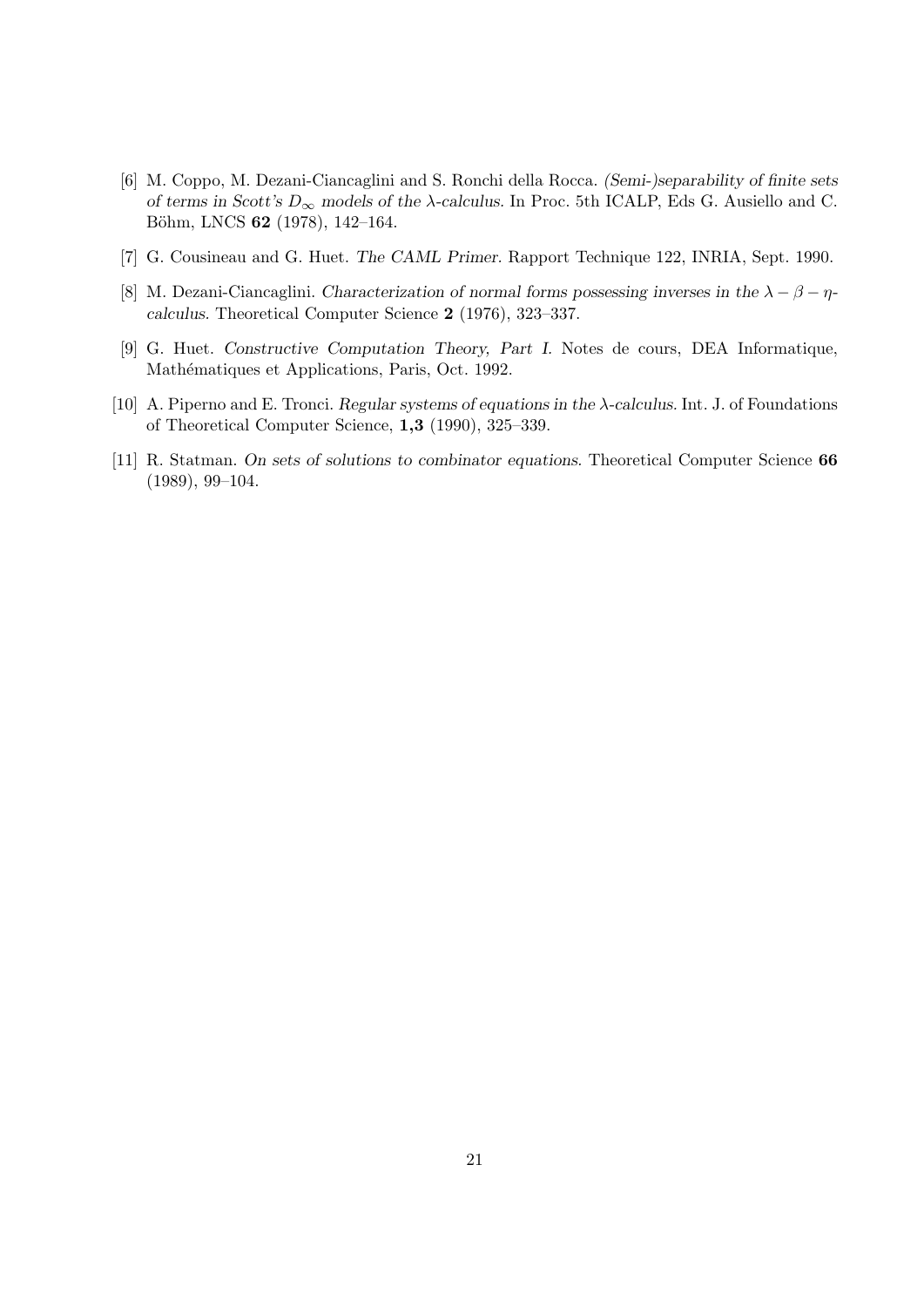[6] M. Coppo, M. Dezani-Ciancaglini and S. Ronchi della Rocca. *(Semi-)separability of finite sets of terms in Scott's $D_\infty$ models of the $\lambda$-calculus*. In Proc. 5th ICALP, Eds G. Ausiello and C. Böhm, LNCS **62** (1978), 142–164.

[7] G. Cousineau and G. Huet. *The CAML Primer*. Rapport Technique 122, INRIA, Sept. 1990.

[8] M. Dezani-Ciancaglini. *Characterization of normal forms possessing inverses in the $\lambda - \beta - \eta$-calculus*. Theoretical Computer Science **2** (1976), 323–337.

[9] G. Huet. *Constructive Computation Theory, Part I*. Notes de cours, DEA Informatique, Mathématiques et Applications, Paris, Oct. 1992.

[10] A. Piperno and E. Tronci. *Regular systems of equations in the $\lambda$-calculus*. Int. J. of Foundations of Theoretical Computer Science, **1,3** (1990), 325–339.

[11] R. Statman. *On sets of solutions to combinator equations*. Theoretical Computer Science **66** (1989), 99–104.